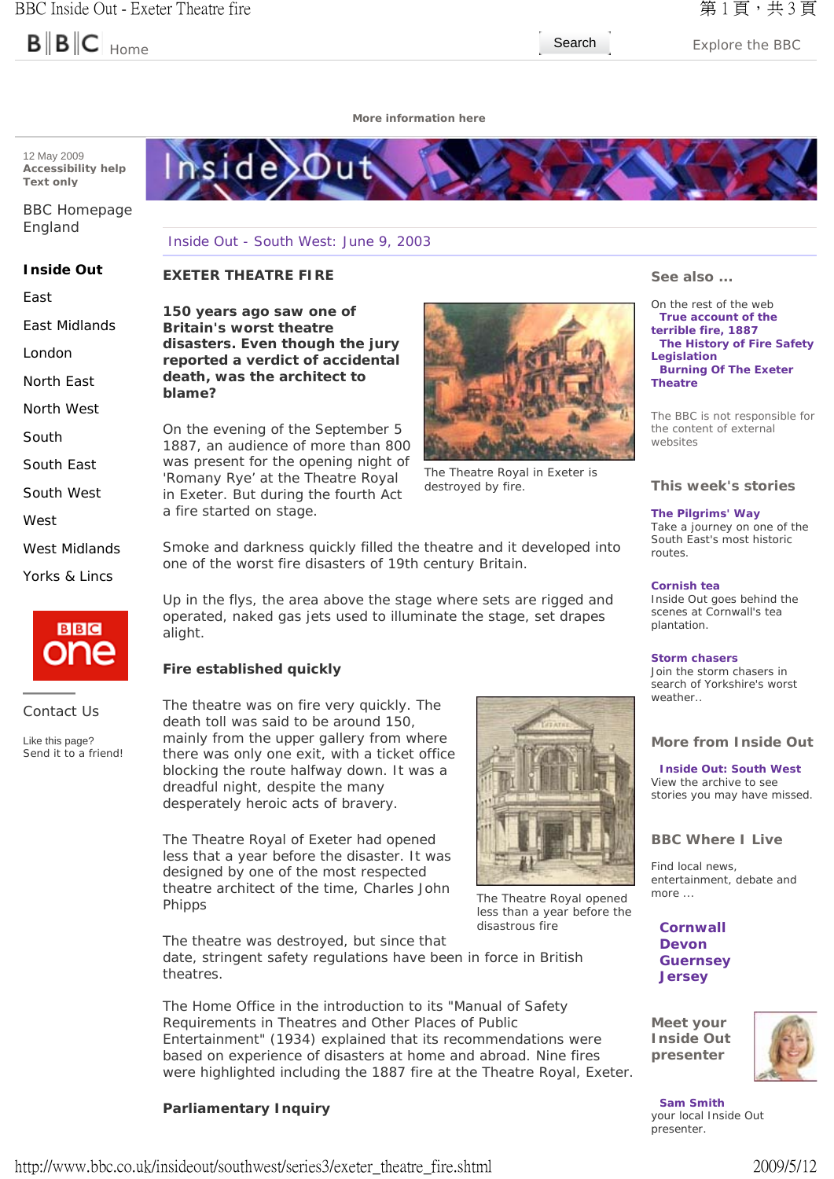BBC | Home | Search | Explore the BBC

More information here

12 May 2009
Accessibility help
Text only

BBC Homepage
England

**Inside Out**
- East
- East Midlands
- London
- North East
- North West
- South
- South East
- South West
- West
- West Midlands
- Yorks & Lincs

Contact Us

Like this page?
Send it to a friend!

Inside Out - South West: June 9, 2003

# EXETER THEATRE FIRE

**150 years ago saw one of Britain's worst theatre disasters. Even though the jury reported a verdict of accidental death, was the architect to blame?**

On the evening of the September 5 1887, an audience of more than 800 was present for the opening night of 'Romany Rye' at the Theatre Royal in Exeter. But during the fourth Act a fire started on stage.

The Theatre Royal in Exeter is destroyed by fire.

Smoke and darkness quickly filled the theatre and it developed into one of the worst fire disasters of 19th century Britain.

Up in the flys, the area above the stage where sets are rigged and operated, naked gas jets used to illuminate the stage, set drapes alight.

## Fire established quickly

The theatre was on fire very quickly. The death toll was said to be around 150, mainly from the upper gallery from where there was only one exit, with a ticket office blocking the route halfway down. It was a dreadful night, despite the many desperately heroic acts of bravery.

The Theatre Royal of Exeter had opened less that a year before the disaster. It was designed by one of the most respected theatre architect of the time, Charles John Phipps

The Theatre Royal opened less than a year before the disastrous fire

The theatre was destroyed, but since that date, stringent safety regulations have been in force in British theatres.

The Home Office in the introduction to its "Manual of Safety Requirements in Theatres and Other Places of Public Entertainment" (1934) explained that its recommendations were based on experience of disasters at home and abroad. Nine fires were highlighted including the 1887 fire at the Theatre Royal, Exeter.

## Parliamentary Inquiry

## See also ...

On the rest of the web
- **True account of the terrible fire, 1887**
- **The History of Fire Safety Legislation**
- **Burning Of The Exeter Theatre**

The BBC is not responsible for the content of external websites

## This week's stories

**The Pilgrims' Way**
Take a journey on one of the South East's most historic routes.

**Cornish tea**
Inside Out goes behind the scenes at Cornwall's tea plantation.

**Storm chasers**
Join the storm chasers in search of Yorkshire's worst weather..

## More from Inside Out

**Inside Out: South West**
View the archive to see stories you may have missed.

## BBC Where I Live

Find local news, entertainment, debate and more ...

- **Cornwall**
- **Devon**
- **Guernsey**
- **Jersey**

## Meet your Inside Out presenter

**Sam Smith**
your local Inside Out presenter.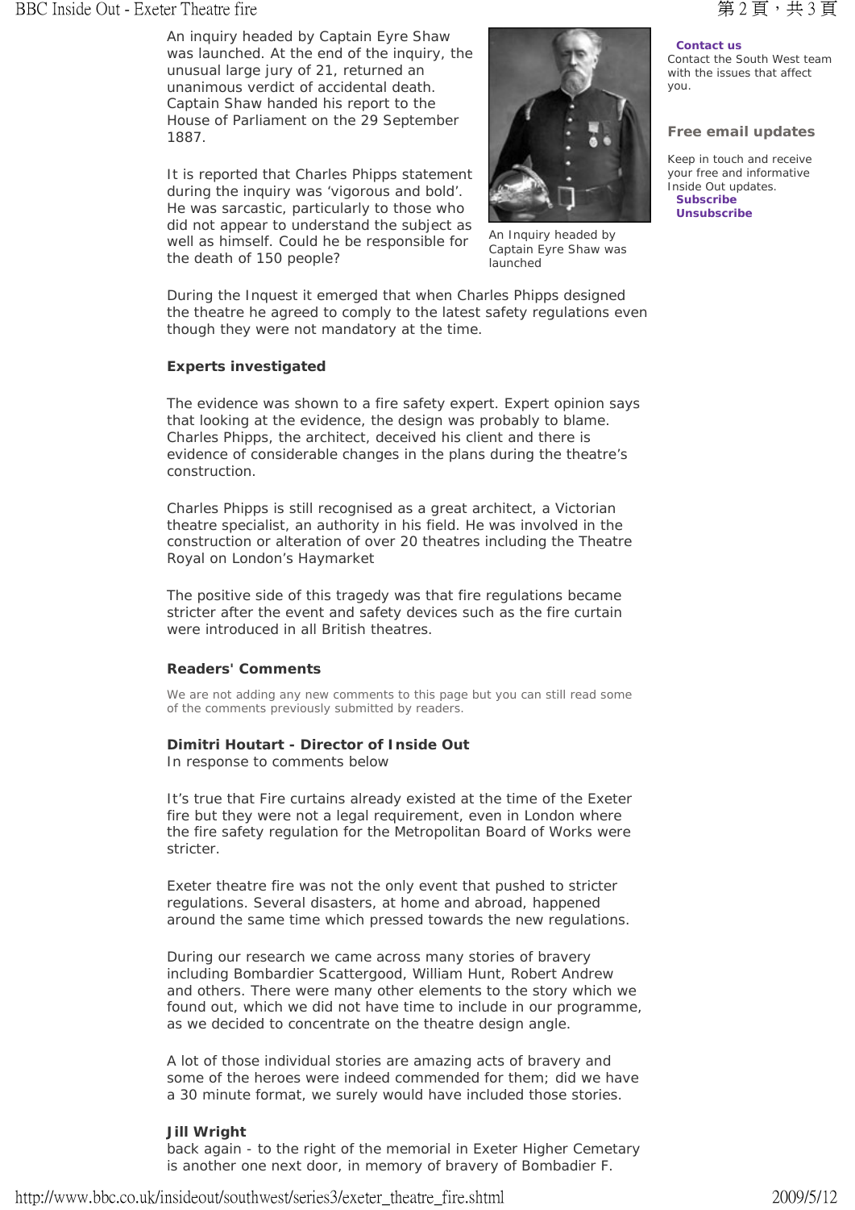An inquiry headed by Captain Eyre Shaw was launched. At the end of the inquiry, the unusual large jury of 21, returned an unanimous verdict of accidental death. Captain Shaw handed his report to the House of Parliament on the 29 September 1887.

It is reported that Charles Phipps statement during the inquiry was 'vigorous and bold'. He was sarcastic, particularly to those who did not appear to understand the subject as well as himself. Could he be responsible for the death of 150 people?

An Inquiry headed by Captain Eyre Shaw was launched

During the Inquest it emerged that when Charles Phipps designed the theatre he agreed to comply to the latest safety regulations even though they were not mandatory at the time.

**Experts investigated**

The evidence was shown to a fire safety expert. Expert opinion says that looking at the evidence, the design was probably to blame. Charles Phipps, the architect, deceived his client and there is evidence of considerable changes in the plans during the theatre's construction.

Charles Phipps is still recognised as a great architect, a Victorian theatre specialist, an authority in his field. He was involved in the construction or alteration of over 20 theatres including the Theatre Royal on London's Haymarket

The positive side of this tragedy was that fire regulations became stricter after the event and safety devices such as the fire curtain were introduced in all British theatres.

**Readers' Comments**

We are not adding any new comments to this page but you can still read some of the comments previously submitted by readers.

**Dimitri Houtart - Director of Inside Out**
In response to comments below

It's true that Fire curtains already existed at the time of the Exeter fire but they were not a legal requirement, even in London where the fire safety regulation for the Metropolitan Board of Works were stricter.

Exeter theatre fire was not the only event that pushed to stricter regulations. Several disasters, at home and abroad, happened around the same time which pressed towards the new regulations.

During our research we came across many stories of bravery including Bombardier Scattergood, William Hunt, Robert Andrew and others. There were many other elements to the story which we found out, which we did not have time to include in our programme, as we decided to concentrate on the theatre design angle.

A lot of those individual stories are amazing acts of bravery and some of the heroes were indeed commended for them; did we have a 30 minute format, we surely would have included those stories.

**Jill Wright**
back again - to the right of the memorial in Exeter Higher Cemetary is another one next door, in memory of bravery of Bombadier F.

**Contact us**
Contact the South West team with the issues that affect you.

**Free email updates**

Keep in touch and receive your free and informative Inside Out updates.
**Subscribe**
**Unsubscribe**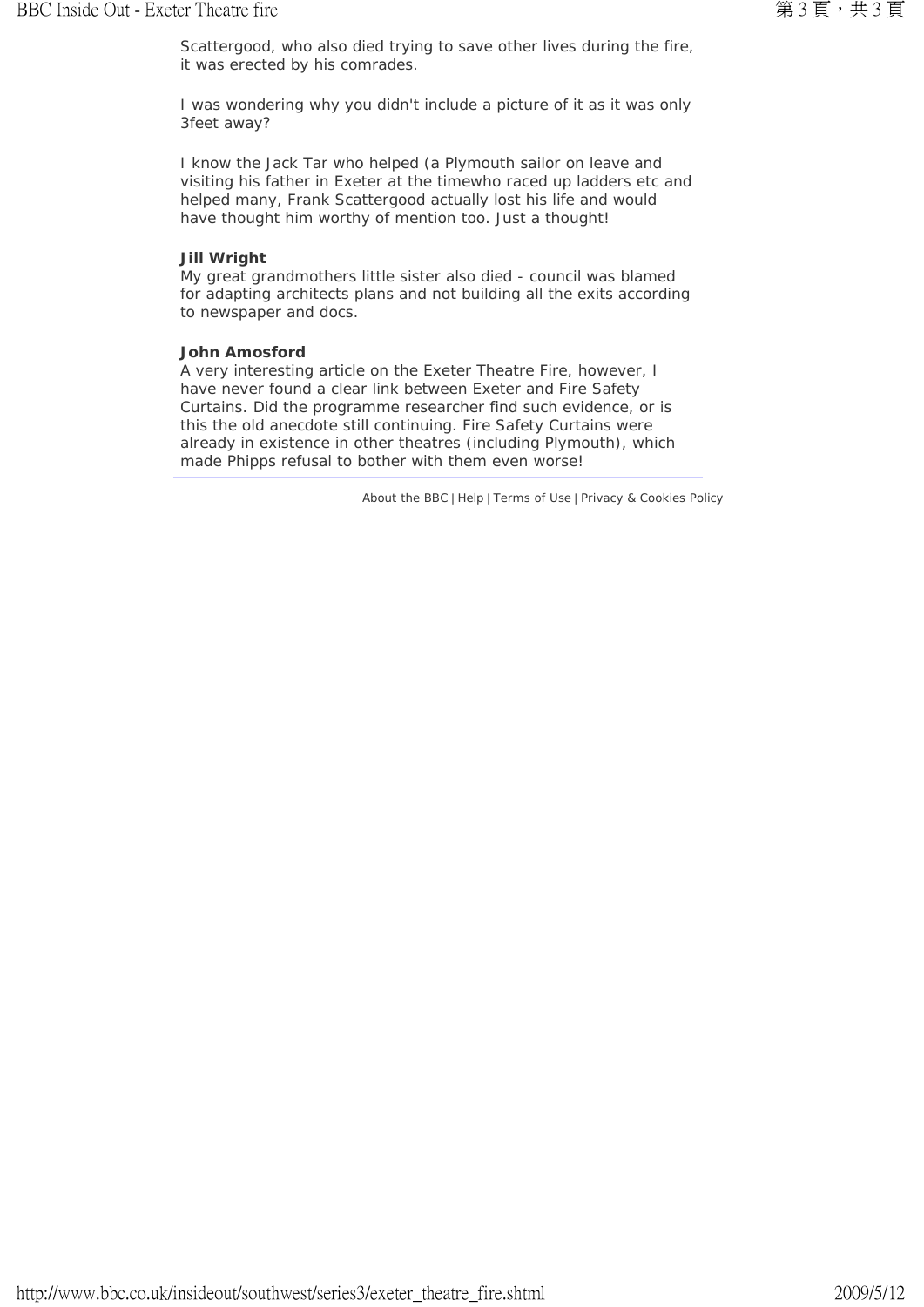Scattergood, who also died trying to save other lives during the fire, it was erected by his comrades.

I was wondering why you didn't include a picture of it as it was only 3feet away?

I know the Jack Tar who helped (a Plymouth sailor on leave and visiting his father in Exeter at the timewho raced up ladders etc and helped many, Frank Scattergood actually lost his life and would have thought him worthy of mention too. Just a thought!

**Jill Wright**
My great grandmothers little sister also died - council was blamed for adapting architects plans and not building all the exits according to newspaper and docs.

**John Amosford**
A very interesting article on the Exeter Theatre Fire, however, I have never found a clear link between Exeter and Fire Safety Curtains. Did the programme researcher find such evidence, or is this the old anecdote still continuing. Fire Safety Curtains were already in existence in other theatres (including Plymouth), which made Phipps refusal to bother with them even worse!

About the BBC | Help | Terms of Use | Privacy & Cookies Policy